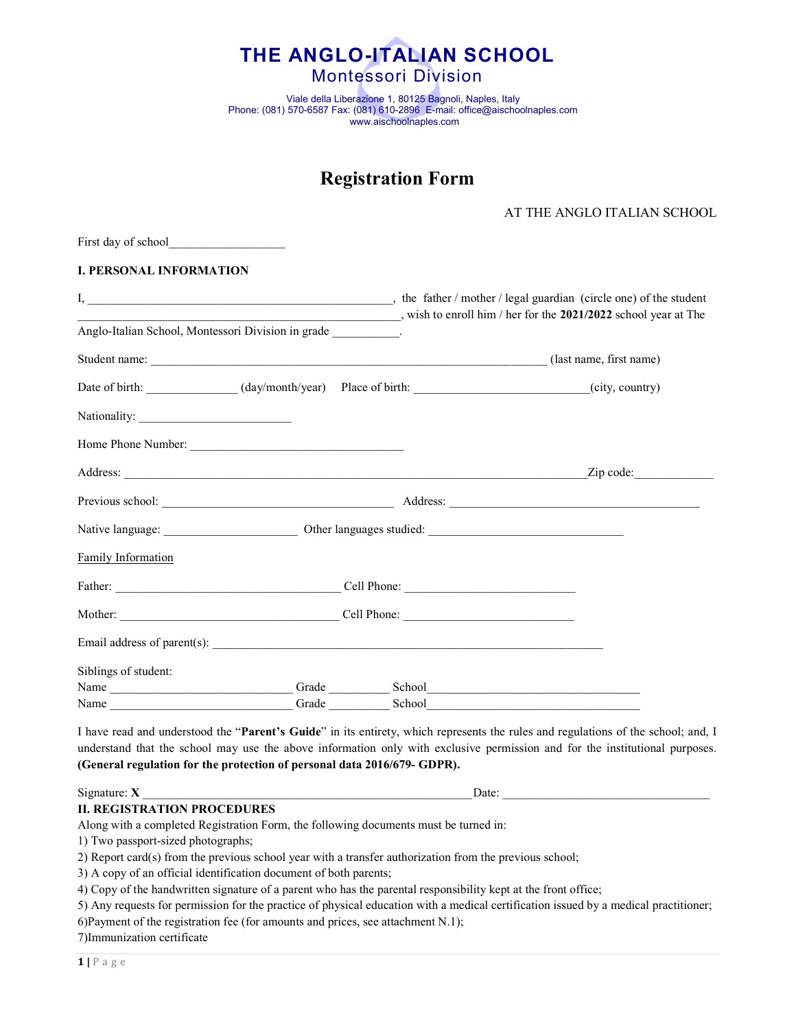# THE ANGLO-ITALIAN SCHOOL
## Montessori Division

Viale della Liberazione 1, 80125 Bagnoli, Naples, Italy
Phone: (081) 570-6587 Fax: (081) 610-2896 E-mail: office@aischoolnaples.com
www.aischoolnaples.com

# Registration Form

AT THE ANGLO ITALIAN SCHOOL

First day of school__________________

**I. PERSONAL INFORMATION**

I, ___________________________________________________, the father / mother / legal guardian (circle one) of the student ______________________________________________________, wish to enroll him / her for the **2021/2022** school year at The Anglo-Italian School, Montessori Division in grade ___________.

Student name: _________________________________________________________________ (last name, first name)

Date of birth: ______________ (day/month/year) Place of birth: ___________________________(city, country)

Nationality: _________________________

Home Phone Number: ___________________________________

Address: ____________________________________________________________________________Zip code:____________

Previous school: ______________________________________ Address: _________________________________________

Native language: ______________________ Other languages studied: ________________________________

Family Information

Father: _____________________________________ Cell Phone: ____________________________

Mother: ____________________________________ Cell Phone: ____________________________

Email address of parent(s): _________________________________________________________________

Siblings of student:
Name ______________________________ Grade __________ School___________________________________
Name ______________________________ Grade __________ School___________________________________

I have read and understood the "**Parent's Guide**" in its entirety, which represents the rules and regulations of the school; and, I understand that the school may use the above information only with exclusive permission and for the institutional purposes. **(General regulation for the protection of personal data 2016/679- GDPR).**

Signature: **X** _______________________________________________________Date: __________________________________

**II. REGISTRATION PROCEDURES**

Along with a completed Registration Form, the following documents must be turned in:

1) Two passport-sized photographs;
2) Report card(s) from the previous school year with a transfer authorization from the previous school;
3) A copy of an official identification document of both parents;
4) Copy of the handwritten signature of a parent who has the parental responsibility kept at the front office;
5) Any requests for permission for the practice of physical education with a medical certification issued by a medical practitioner;
6)Payment of the registration fee (for amounts and prices, see attachment N.1);
7)Immunization certificate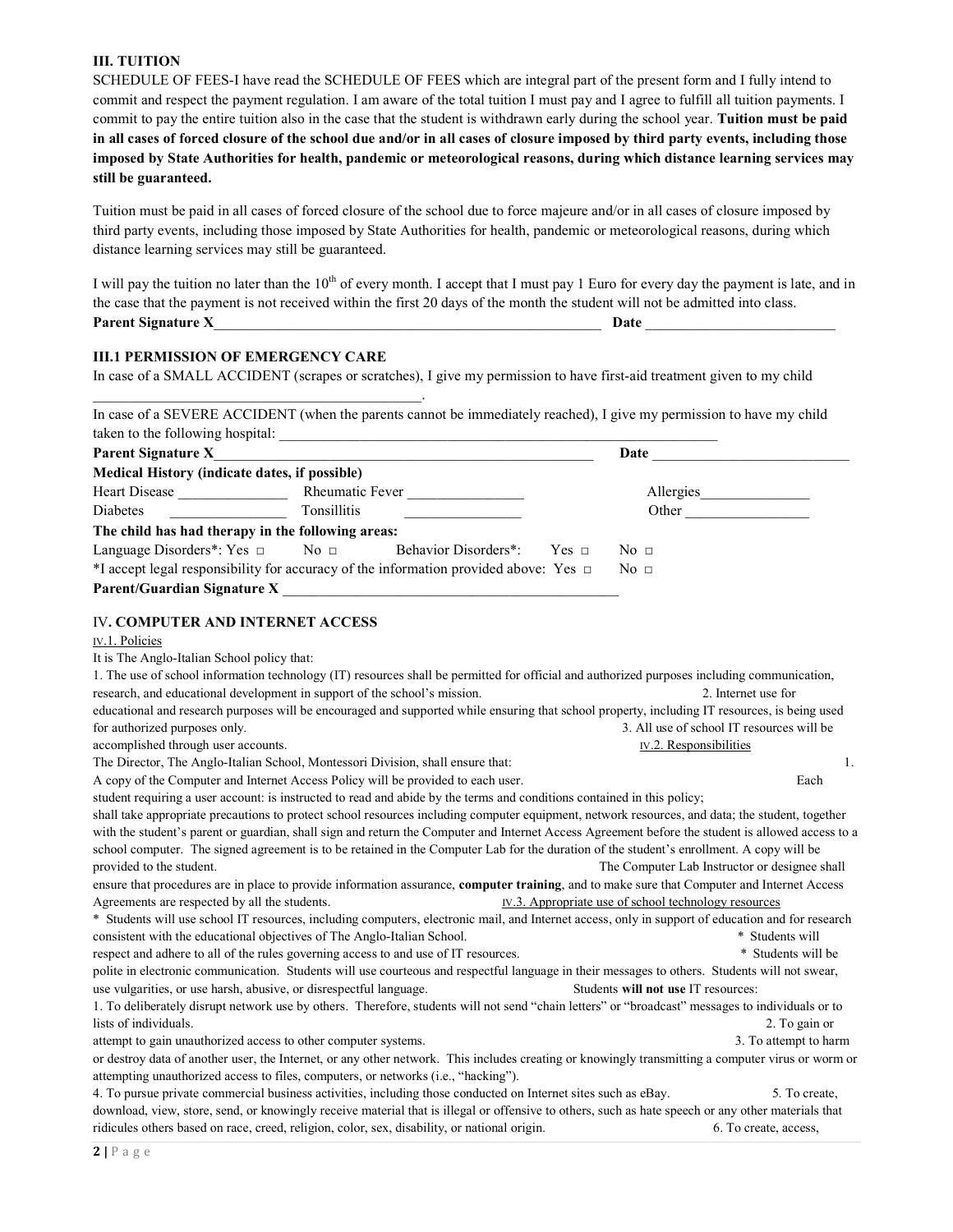### III. TUITION

SCHEDULE OF FEES-I have read the SCHEDULE OF FEES which are integral part of the present form and I fully intend to commit and respect the payment regulation. I am aware of the total tuition I must pay and I agree to fulfill all tuition payments. I commit to pay the entire tuition also in the case that the student is withdrawn early during the school year. **Tuition must be paid in all cases of forced closure of the school due and/or in all cases of closure imposed by third party events, including those imposed by State Authorities for health, pandemic or meteorological reasons, during which distance learning services may still be guaranteed.**

Tuition must be paid in all cases of forced closure of the school due to force majeure and/or in all cases of closure imposed by third party events, including those imposed by State Authorities for health, pandemic or meteorological reasons, during which distance learning services may still be guaranteed.

I will pay the tuition no later than the 10th of every month. I accept that I must pay 1 Euro for every day the payment is late, and in the case that the payment is not received within the first 20 days of the month the student will not be admitted into class.

**Parent Signature X**_______________________________________________ **Date** _______________________

### III.1 PERMISSION OF EMERGENCY CARE

In case of a SMALL ACCIDENT (scrapes or scratches), I give my permission to have first-aid treatment given to my child _______________________________________.

In case of a SEVERE ACCIDENT (when the parents cannot be immediately reached), I give my permission to have my child taken to the following hospital: ___________________________________________________________

**Parent Signature X**_______________________________________________ **Date** _______________________

**Medical History (indicate dates, if possible)**

Heart Disease _______________ Rheumatic Fever ________________ Allergies_______________

Diabetes _______________ Tonsillitis ________________ Other _________________

**The child has had therapy in the following areas:**

Language Disorders*: Yes □ No □ Behavior Disorders*: Yes □ No □

*I accept legal responsibility for accuracy of the information provided above: Yes □ No □

**Parent/Guardian Signature X** _______________________________________________

### IV. COMPUTER AND INTERNET ACCESS

IV.1. Policies

It is The Anglo-Italian School policy that:

1. The use of school information technology (IT) resources shall be permitted for official and authorized purposes including communication, research, and educational development in support of the school's mission.
2. Internet use for educational and research purposes will be encouraged and supported while ensuring that school property, including IT resources, is being used for authorized purposes only.
3. All use of school IT resources will be accomplished through user accounts.

IV.2. Responsibilities

The Director, The Anglo-Italian School, Montessori Division, shall ensure that:

1. A copy of the Computer and Internet Access Policy will be provided to each user.

Each student requiring a user account: is instructed to read and abide by the terms and conditions contained in this policy; shall take appropriate precautions to protect school resources including computer equipment, network resources, and data; the student, together with the student's parent or guardian, shall sign and return the Computer and Internet Access Agreement before the student is allowed access to a school computer. The signed agreement is to be retained in the Computer Lab for the duration of the student's enrollment. A copy will be provided to the student.

The Computer Lab Instructor or designee shall ensure that procedures are in place to provide information assurance, **computer training**, and to make sure that Computer and Internet Access Agreements are respected by all the students.

IV.3. Appropriate use of school technology resources

* Students will use school IT resources, including computers, electronic mail, and Internet access, only in support of education and for research consistent with the educational objectives of The Anglo-Italian School.
* Students will respect and adhere to all of the rules governing access to and use of IT resources.
* Students will be polite in electronic communication. Students will use courteous and respectful language in their messages to others. Students will not swear, use vulgarities, or use harsh, abusive, or disrespectful language.

Students **will not use** IT resources:

1. To deliberately disrupt network use by others. Therefore, students will not send "chain letters" or "broadcast" messages to individuals or to lists of individuals.
2. To gain or attempt to gain unauthorized access to other computer systems.
3. To attempt to harm or destroy data of another user, the Internet, or any other network. This includes creating or knowingly transmitting a computer virus or worm or attempting unauthorized access to files, computers, or networks (i.e., "hacking").
4. To pursue private commercial business activities, including those conducted on Internet sites such as eBay.
5. To create, download, view, store, send, or knowingly receive material that is illegal or offensive to others, such as hate speech or any other materials that ridicules others based on race, creed, religion, color, sex, disability, or national origin.
6. To create, access,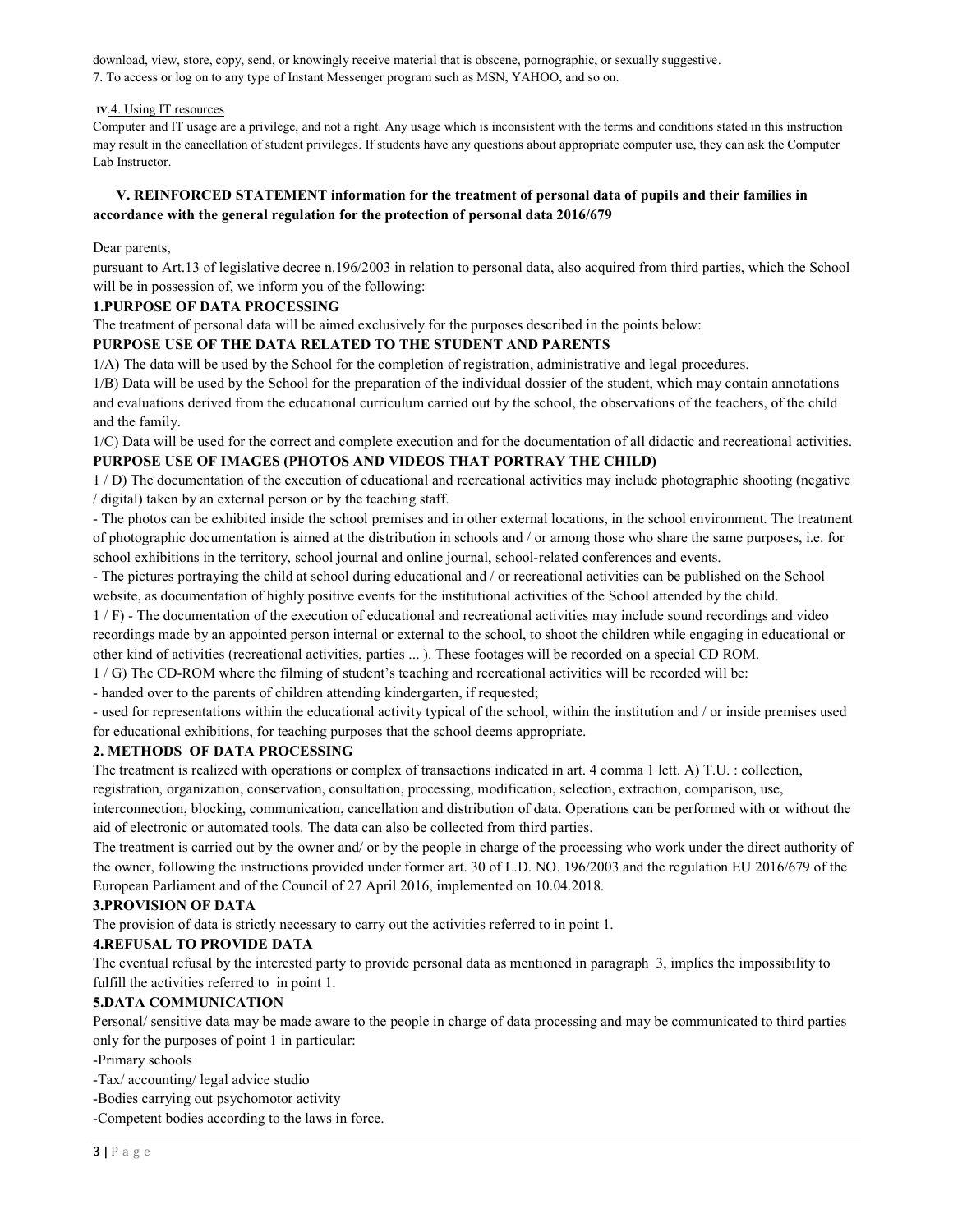download, view, store, copy, send, or knowingly receive material that is obscene, pornographic, or sexually suggestive.

7. To access or log on to any type of Instant Messenger program such as MSN, YAHOO, and so on.

IV.4. Using IT resources

Computer and IT usage are a privilege, and not a right. Any usage which is inconsistent with the terms and conditions stated in this instruction may result in the cancellation of student privileges. If students have any questions about appropriate computer use, they can ask the Computer Lab Instructor.

## V. REINFORCED STATEMENT information for the treatment of personal data of pupils and their families in accordance with the general regulation for the protection of personal data 2016/679

Dear parents,

pursuant to Art.13 of legislative decree n.196/2003 in relation to personal data, also acquired from third parties, which the School will be in possession of, we inform you of the following:

### 1.PURPOSE OF DATA PROCESSING

The treatment of personal data will be aimed exclusively for the purposes described in the points below:

**PURPOSE USE OF THE DATA RELATED TO THE STUDENT AND PARENTS**

1/A) The data will be used by the School for the completion of registration, administrative and legal procedures.

1/B) Data will be used by the School for the preparation of the individual dossier of the student, which may contain annotations and evaluations derived from the educational curriculum carried out by the school, the observations of the teachers, of the child and the family.

1/C) Data will be used for the correct and complete execution and for the documentation of all didactic and recreational activities.

**PURPOSE USE OF IMAGES (PHOTOS AND VIDEOS THAT PORTRAY THE CHILD)**

1 / D) The documentation of the execution of educational and recreational activities may include photographic shooting (negative / digital) taken by an external person or by the teaching staff.

- The photos can be exhibited inside the school premises and in other external locations, in the school environment. The treatment of photographic documentation is aimed at the distribution in schools and / or among those who share the same purposes, i.e. for school exhibitions in the territory, school journal and online journal, school-related conferences and events.
- The pictures portraying the child at school during educational and / or recreational activities can be published on the School website, as documentation of highly positive events for the institutional activities of the School attended by the child.

1 / F) - The documentation of the execution of educational and recreational activities may include sound recordings and video recordings made by an appointed person internal or external to the school, to shoot the children while engaging in educational or other kind of activities (recreational activities, parties ... ). These footages will be recorded on a special CD ROM.

1 / G) The CD-ROM where the filming of student's teaching and recreational activities will be recorded will be:

- handed over to the parents of children attending kindergarten, if requested;
- used for representations within the educational activity typical of the school, within the institution and / or inside premises used for educational exhibitions, for teaching purposes that the school deems appropriate.

### 2. METHODS OF DATA PROCESSING

The treatment is realized with operations or complex of transactions indicated in art. 4 comma 1 lett. A) T.U. : collection, registration, organization, conservation, consultation, processing, modification, selection, extraction, comparison, use, interconnection, blocking, communication, cancellation and distribution of data. Operations can be performed with or without the aid of electronic or automated tools. The data can also be collected from third parties.

The treatment is carried out by the owner and/ or by the people in charge of the processing who work under the direct authority of the owner, following the instructions provided under former art. 30 of L.D. NO. 196/2003 and the regulation EU 2016/679 of the European Parliament and of the Council of 27 April 2016, implemented on 10.04.2018.

### 3.PROVISION OF DATA

The provision of data is strictly necessary to carry out the activities referred to in point 1.

### 4.REFUSAL TO PROVIDE DATA

The eventual refusal by the interested party to provide personal data as mentioned in paragraph 3, implies the impossibility to fulfill the activities referred to in point 1.

### 5.DATA COMMUNICATION

Personal/ sensitive data may be made aware to the people in charge of data processing and may be communicated to third parties only for the purposes of point 1 in particular:

-Primary schools

-Tax/ accounting/ legal advice studio

-Bodies carrying out psychomotor activity

-Competent bodies according to the laws in force.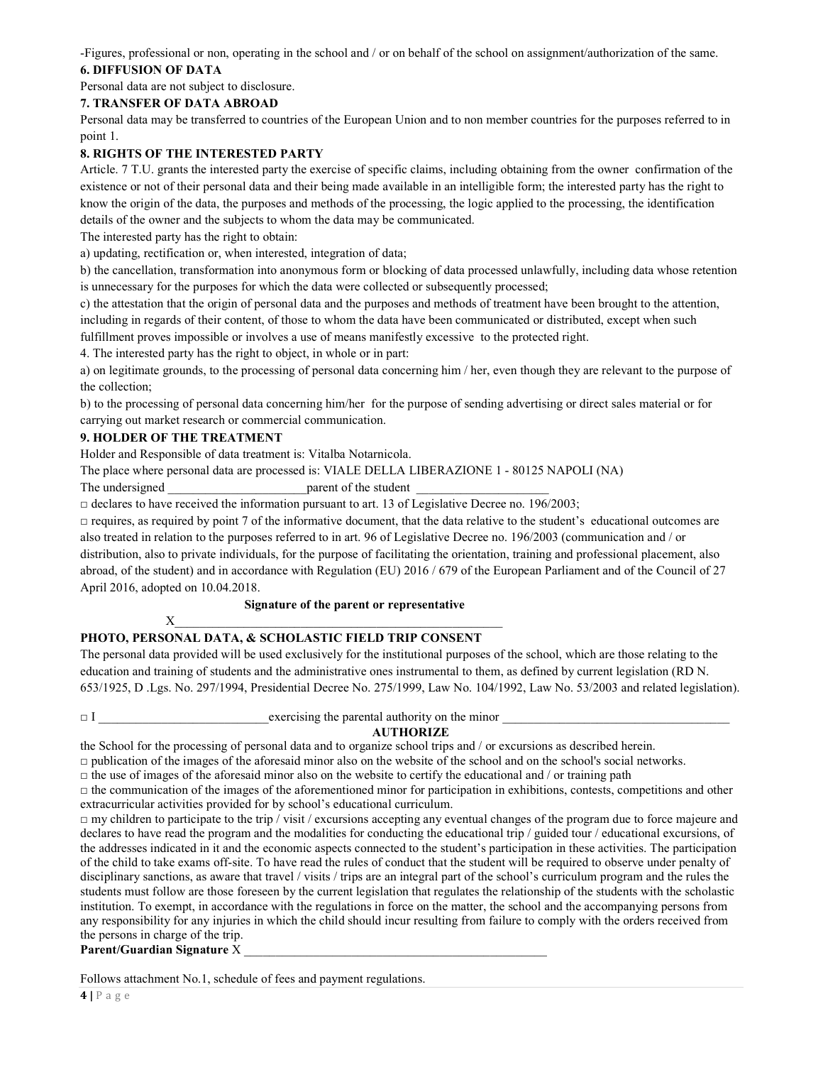-Figures, professional or non, operating in the school and / or on behalf of the school on assignment/authorization of the same.

**6. DIFFUSION OF DATA**

Personal data are not subject to disclosure.

**7. TRANSFER OF DATA ABROAD**

Personal data may be transferred to countries of the European Union and to non member countries for the purposes referred to in point 1.

**8. RIGHTS OF THE INTERESTED PARTY**

Article. 7 T.U. grants the interested party the exercise of specific claims, including obtaining from the owner confirmation of the existence or not of their personal data and their being made available in an intelligible form; the interested party has the right to know the origin of the data, the purposes and methods of the processing, the logic applied to the processing, the identification details of the owner and the subjects to whom the data may be communicated.

The interested party has the right to obtain:

a) updating, rectification or, when interested, integration of data;

b) the cancellation, transformation into anonymous form or blocking of data processed unlawfully, including data whose retention is unnecessary for the purposes for which the data were collected or subsequently processed;

c) the attestation that the origin of personal data and the purposes and methods of treatment have been brought to the attention, including in regards of their content, of those to whom the data have been communicated or distributed, except when such fulfillment proves impossible or involves a use of means manifestly excessive to the protected right.

4. The interested party has the right to object, in whole or in part:

a) on legitimate grounds, to the processing of personal data concerning him / her, even though they are relevant to the purpose of the collection;

b) to the processing of personal data concerning him/her for the purpose of sending advertising or direct sales material or for carrying out market research or commercial communication.

**9. HOLDER OF THE TREATMENT**

Holder and Responsible of data treatment is: Vitalba Notarnicola.

The place where personal data are processed is: VIALE DELLA LIBERAZIONE 1 - 80125 NAPOLI (NA)

The undersigned ______________________parent of the student _____________________

□ declares to have received the information pursuant to art. 13 of Legislative Decree no. 196/2003;

□ requires, as required by point 7 of the informative document, that the data relative to the student's educational outcomes are also treated in relation to the purposes referred to in art. 96 of Legislative Decree no. 196/2003 (communication and / or distribution, also to private individuals, for the purpose of facilitating the orientation, training and professional placement, also abroad, of the student) and in accordance with Regulation (EU) 2016 / 679 of the European Parliament and of the Council of 27 April 2016, adopted on 10.04.2018.

**Signature of the parent or representative**

X_______________________________________________________

**PHOTO, PERSONAL DATA, & SCHOLASTIC FIELD TRIP CONSENT**

The personal data provided will be used exclusively for the institutional purposes of the school, which are those relating to the education and training of students and the administrative ones instrumental to them, as defined by current legislation (RD N. 653/1925, D .Lgs. No. 297/1994, Presidential Decree No. 275/1999, Law No. 104/1992, Law No. 53/2003 and related legislation).

□ I ___________________________exercising the parental authority on the minor _____________________________________

**AUTHORIZE**

the School for the processing of personal data and to organize school trips and / or excursions as described herein.

□ publication of the images of the aforesaid minor also on the website of the school and on the school's social networks.

□ the use of images of the aforesaid minor also on the website to certify the educational and / or training path

□ the communication of the images of the aforementioned minor for participation in exhibitions, contests, competitions and other extracurricular activities provided for by school's educational curriculum.

□ my children to participate to the trip / visit / excursions accepting any eventual changes of the program due to force majeure and declares to have read the program and the modalities for conducting the educational trip / guided tour / educational excursions, of the addresses indicated in it and the economic aspects connected to the student's participation in these activities. The participation of the child to take exams off-site. To have read the rules of conduct that the student will be required to observe under penalty of disciplinary sanctions, as aware that travel / visits / trips are an integral part of the school's curriculum program and the rules the students must follow are those foreseen by the current legislation that regulates the relationship of the students with the scholastic institution. To exempt, in accordance with the regulations in force on the matter, the school and the accompanying persons from any responsibility for any injuries in which the child should incur resulting from failure to comply with the orders received from the persons in charge of the trip.

**Parent/Guardian Signature** X ___________________________________________________

Follows attachment No.1, schedule of fees and payment regulations.